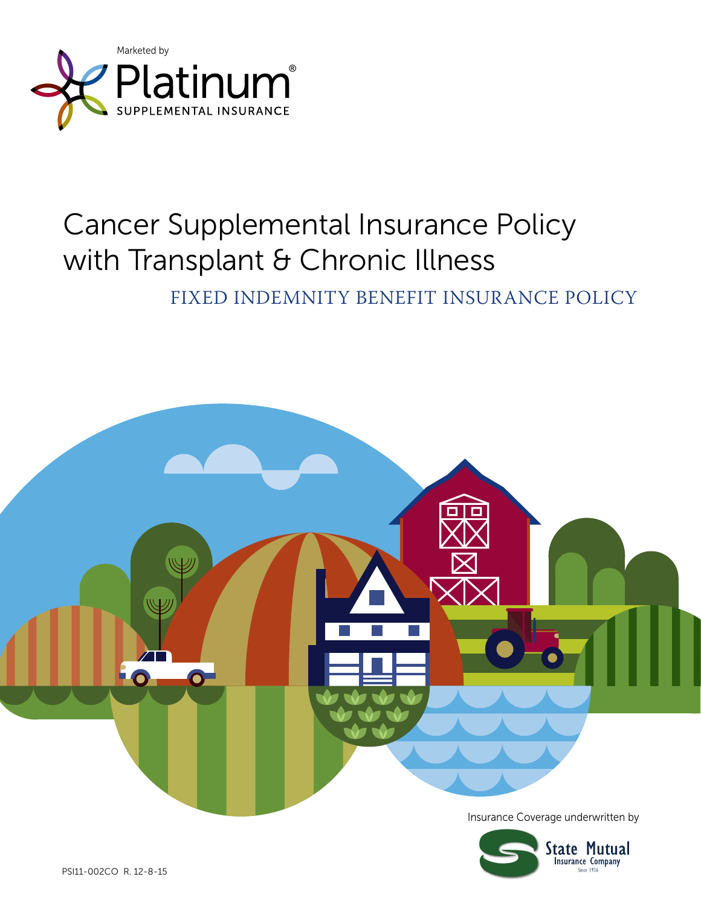Marketed by

Platinum®
SUPPLEMENTAL INSURANCE

# Cancer Supplemental Insurance Policy with Transplant & Chronic Illness

## FIXED INDEMNITY BENEFIT INSURANCE POLICY

Insurance Coverage underwritten by

State Mutual Insurance Company
Since 1936

PSI11-002CO R. 12-8-15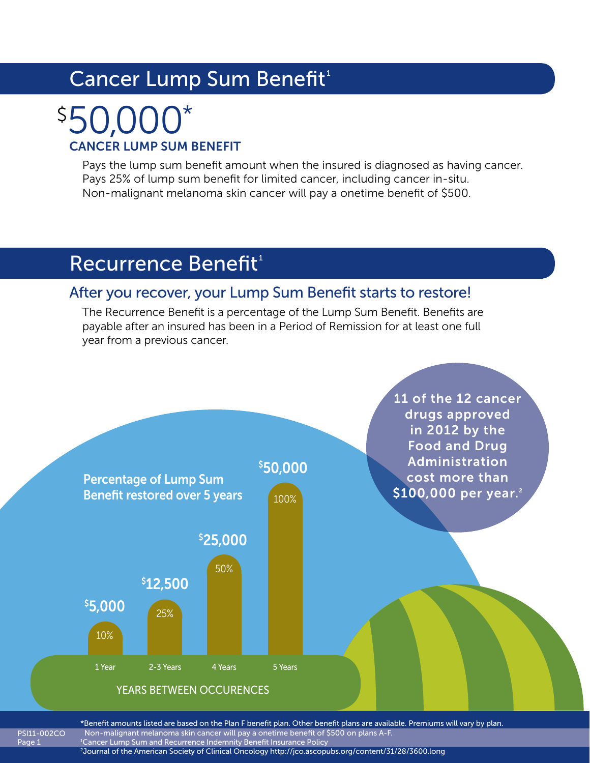## Cancer Lump Sum Benefit[1]

$50,000*

**CANCER LUMP SUM BENEFIT**

Pays the lump sum benefit amount when the insured is diagnosed as having cancer.
Pays 25% of lump sum benefit for limited cancer, including cancer in-situ.
Non-malignant melanoma skin cancer will pay a onetime benefit of $500.

## Recurrence Benefit[1]

### After you recover, your Lump Sum Benefit starts to restore!

The Recurrence Benefit is a percentage of the Lump Sum Benefit. Benefits are payable after an insured has been in a Period of Remission for at least one full year from a previous cancer.

**Percentage of Lump Sum Benefit restored over 5 years**

| Years Between Occurences | Percentage | Amount |
|---|---|---|
| 1 Year | 10% | $5,000 |
| 2-3 Years | 25% | $12,500 |
| 4 Years | 50% | $25,000 |
| 5 Years | 100% | $50,000 |

YEARS BETWEEN OCCURENCES

**11 of the 12 cancer drugs approved in 2012 by the Food and Drug Administration cost more than $100,000 per year.[2]**

*Benefit amounts listed are based on the Plan F benefit plan. Other benefit plans are available. Premiums will vary by plan.
Non-malignant melanoma skin cancer will pay a onetime benefit of $500 on plans A-F.
[1]Cancer Lump Sum and Recurrence Indemnity Benefit Insurance Policy
[2]Journal of the American Society of Clinical Oncology http://jco.ascopubs.org/content/31/28/3600.long

PSI11-002CO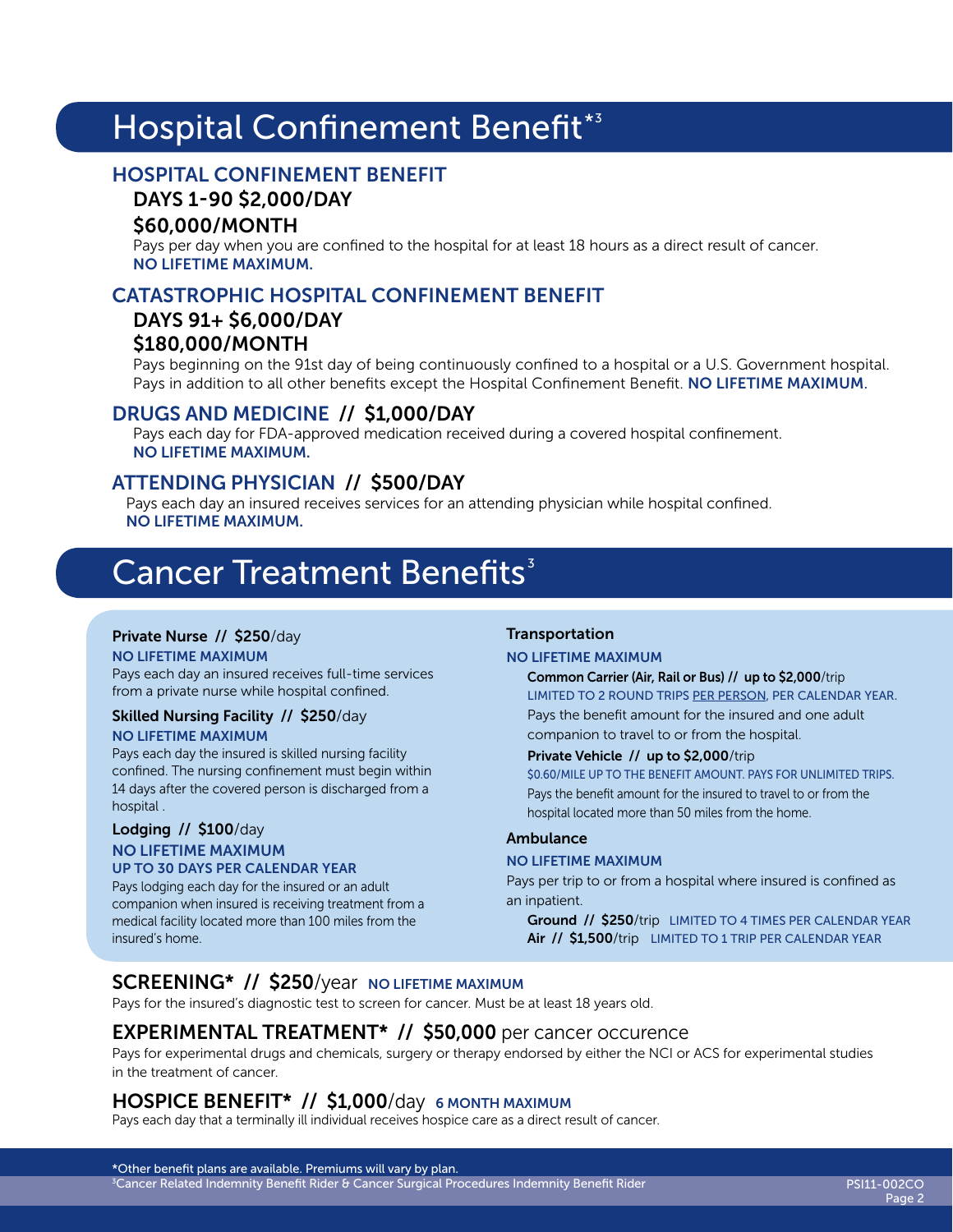# Hospital Confinement Benefit*[3]

## HOSPITAL CONFINEMENT BENEFIT

### DAYS 1-90 $2,000/DAY
### $60,000/MONTH

Pays per day when you are confined to the hospital for at least 18 hours as a direct result of cancer. **NO LIFETIME MAXIMUM.**

## CATASTROPHIC HOSPITAL CONFINEMENT BENEFIT

### DAYS 91+ $6,000/DAY
### $180,000/MONTH

Pays beginning on the 91st day of being continuously confined to a hospital or a U.S. Government hospital. Pays in addition to all other benefits except the Hospital Confinement Benefit. **NO LIFETIME MAXIMUM.**

## DRUGS AND MEDICINE // $1,000/DAY

Pays each day for FDA-approved medication received during a covered hospital confinement. **NO LIFETIME MAXIMUM.**

## ATTENDING PHYSICIAN // $500/DAY

Pays each day an insured receives services for an attending physician while hospital confined. **NO LIFETIME MAXIMUM.**

# Cancer Treatment Benefits[3]

**Private Nurse // $250**/day
**NO LIFETIME MAXIMUM**
Pays each day an insured receives full-time services from a private nurse while hospital confined.

**Skilled Nursing Facility // $250**/day
**NO LIFETIME MAXIMUM**
Pays each day the insured is skilled nursing facility confined. The nursing confinement must begin within 14 days after the covered person is discharged from a hospital .

**Lodging // $100**/day
**NO LIFETIME MAXIMUM**
**UP TO 30 DAYS PER CALENDAR YEAR**
Pays lodging each day for the insured or an adult companion when insured is receiving treatment from a medical facility located more than 100 miles from the insured's home.

**Transportation**
**NO LIFETIME MAXIMUM**

**Common Carrier (Air, Rail or Bus) // up to $2,000**/trip
LIMITED TO 2 ROUND TRIPS PER PERSON, PER CALENDAR YEAR.
Pays the benefit amount for the insured and one adult companion to travel to or from the hospital.

**Private Vehicle // up to $2,000**/trip
$0.60/MILE UP TO THE BENEFIT AMOUNT. PAYS FOR UNLIMITED TRIPS.
Pays the benefit amount for the insured to travel to or from the hospital located more than 50 miles from the home.

**Ambulance**
**NO LIFETIME MAXIMUM**
Pays per trip to or from a hospital where insured is confined as an inpatient.

**Ground // $250**/trip LIMITED TO 4 TIMES PER CALENDAR YEAR
**Air // $1,500**/trip LIMITED TO 1 TRIP PER CALENDAR YEAR

## SCREENING* // $250/year **NO LIFETIME MAXIMUM**

Pays for the insured's diagnostic test to screen for cancer. Must be at least 18 years old.

## EXPERIMENTAL TREATMENT* // $50,000 per cancer occurence

Pays for experimental drugs and chemicals, surgery or therapy endorsed by either the NCI or ACS for experimental studies in the treatment of cancer.

## HOSPICE BENEFIT* // $1,000/day **6 MONTH MAXIMUM**

Pays each day that a terminally ill individual receives hospice care as a direct result of cancer.

*Other benefit plans are available. Premiums will vary by plan.
[3]Cancer Related Indemnity Benefit Rider & Cancer Surgical Procedures Indemnity Benefit Rider

PSI11-002CO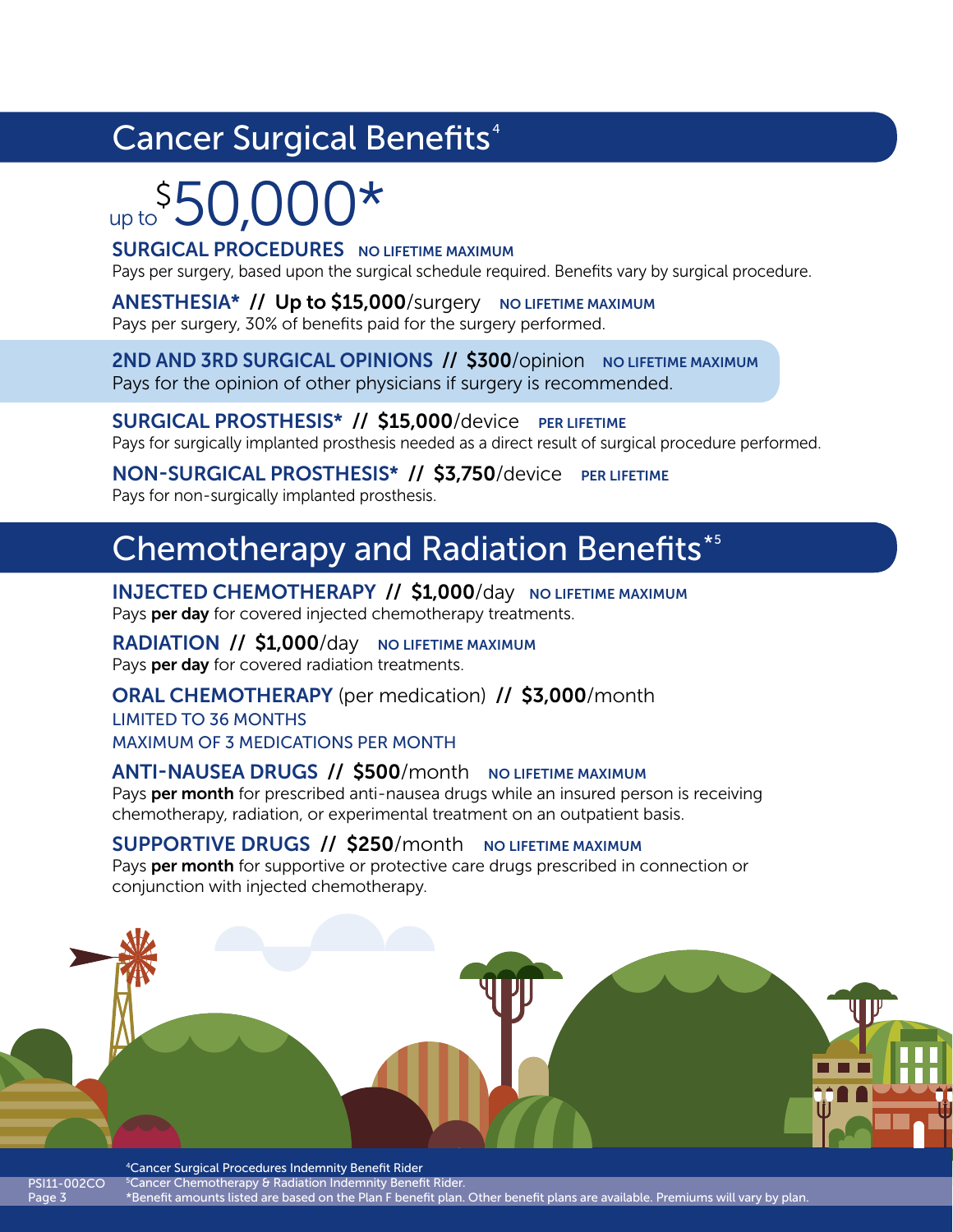## Cancer Surgical Benefits[4]

up to $50,000*

**SURGICAL PROCEDURES** NO LIFETIME MAXIMUM
Pays per surgery, based upon the surgical schedule required. Benefits vary by surgical procedure.

**ANESTHESIA* // Up to $15,000/surgery** NO LIFETIME MAXIMUM
Pays per surgery, 30% of benefits paid for the surgery performed.

**2ND AND 3RD SURGICAL OPINIONS // $300/opinion** NO LIFETIME MAXIMUM
Pays for the opinion of other physicians if surgery is recommended.

**SURGICAL PROSTHESIS* // $15,000/device** PER LIFETIME
Pays for surgically implanted prosthesis needed as a direct result of surgical procedure performed.

**NON-SURGICAL PROSTHESIS* // $3,750/device** PER LIFETIME
Pays for non-surgically implanted prosthesis.

## Chemotherapy and Radiation Benefits*[5]

**INJECTED CHEMOTHERAPY // $1,000/day** NO LIFETIME MAXIMUM
Pays **per day** for covered injected chemotherapy treatments.

**RADIATION // $1,000/day** NO LIFETIME MAXIMUM
Pays **per day** for covered radiation treatments.

**ORAL CHEMOTHERAPY** (per medication) **// $3,000/month**
LIMITED TO 36 MONTHS
MAXIMUM OF 3 MEDICATIONS PER MONTH

**ANTI-NAUSEA DRUGS // $500/month** NO LIFETIME MAXIMUM
Pays **per month** for prescribed anti-nausea drugs while an insured person is receiving chemotherapy, radiation, or experimental treatment on an outpatient basis.

**SUPPORTIVE DRUGS // $250/month** NO LIFETIME MAXIMUM
Pays **per month** for supportive or protective care drugs prescribed in connection or conjunction with injected chemotherapy.

[4]Cancer Surgical Procedures Indemnity Benefit Rider
[5]Cancer Chemotherapy & Radiation Indemnity Benefit Rider.
*Benefit amounts listed are based on the Plan F benefit plan. Other benefit plans are available. Premiums will vary by plan.

PSI11-002CO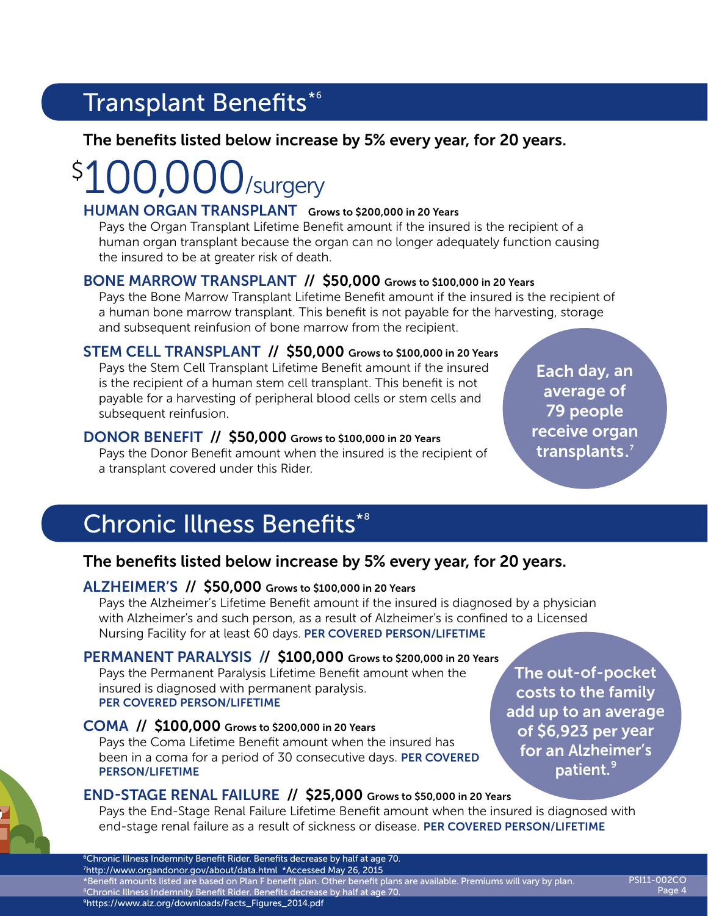## Transplant Benefits*[6]

**The benefits listed below increase by 5% every year, for 20 years.**

# $100,000/surgery

### HUMAN ORGAN TRANSPLANT **Grows to $200,000 in 20 Years**

Pays the Organ Transplant Lifetime Benefit amount if the insured is the recipient of a human organ transplant because the organ can no longer adequately function causing the insured to be at greater risk of death.

### BONE MARROW TRANSPLANT // $50,000 **Grows to $100,000 in 20 Years**

Pays the Bone Marrow Transplant Lifetime Benefit amount if the insured is the recipient of a human bone marrow transplant. This benefit is not payable for the harvesting, storage and subsequent reinfusion of bone marrow from the recipient.

### STEM CELL TRANSPLANT // $50,000 **Grows to $100,000 in 20 Years**

Pays the Stem Cell Transplant Lifetime Benefit amount if the insured is the recipient of a human stem cell transplant. This benefit is not payable for a harvesting of peripheral blood cells or stem cells and subsequent reinfusion.

### DONOR BENEFIT // $50,000 **Grows to $100,000 in 20 Years**

Pays the Donor Benefit amount when the insured is the recipient of a transplant covered under this Rider.

**Each day, an average of 79 people receive organ transplants.[7]**

## Chronic Illness Benefits*[8]

**The benefits listed below increase by 5% every year, for 20 years.**

### ALZHEIMER'S // $50,000 **Grows to $100,000 in 20 Years**

Pays the Alzheimer's Lifetime Benefit amount if the insured is diagnosed by a physician with Alzheimer's and such person, as a result of Alzheimer's is confined to a Licensed Nursing Facility for at least 60 days. **PER COVERED PERSON/LIFETIME**

### PERMANENT PARALYSIS // $100,000 **Grows to $200,000 in 20 Years**

Pays the Permanent Paralysis Lifetime Benefit amount when the insured is diagnosed with permanent paralysis. **PER COVERED PERSON/LIFETIME**

### COMA // $100,000 **Grows to $200,000 in 20 Years**

Pays the Coma Lifetime Benefit amount when the insured has been in a coma for a period of 30 consecutive days. **PER COVERED PERSON/LIFETIME**

### END-STAGE RENAL FAILURE // $25,000 **Grows to $50,000 in 20 Years**

Pays the End-Stage Renal Failure Lifetime Benefit amount when the insured is diagnosed with end-stage renal failure as a result of sickness or disease. **PER COVERED PERSON/LIFETIME**

**The out-of-pocket costs to the family add up to an average of $6,923 per year for an Alzheimer's patient.[9]**

---

[6] Chronic Illness Indemnity Benefit Rider. Benefits decrease by half at age 70.
[7] http://www.organdonor.gov/about/data.html *Accessed May 26, 2015
*Benefit amounts listed are based on Plan F benefit plan. Other benefit plans are available. Premiums will vary by plan.
[8] Chronic Illness Indemnity Benefit Rider. Benefits decrease by half at age 70.
[9] https://www.alz.org/downloads/Facts_Figures_2014.pdf

PSI11-002CO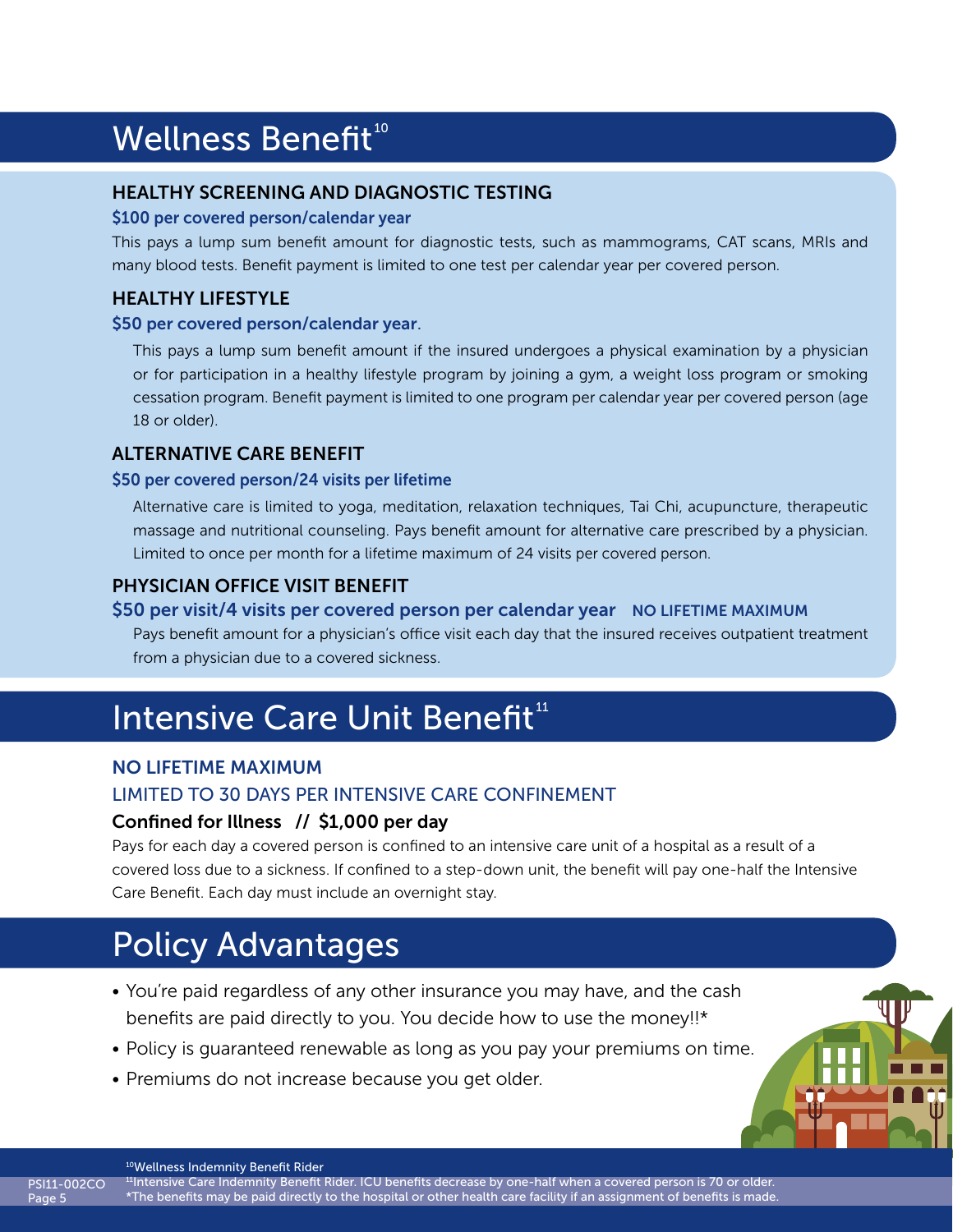# Wellness Benefit[10]

### HEALTHY SCREENING AND DIAGNOSTIC TESTING

**$100 per covered person/calendar year**

This pays a lump sum benefit amount for diagnostic tests, such as mammograms, CAT scans, MRIs and many blood tests. Benefit payment is limited to one test per calendar year per covered person.

### HEALTHY LIFESTYLE

**$50 per covered person/calendar year.**

This pays a lump sum benefit amount if the insured undergoes a physical examination by a physician or for participation in a healthy lifestyle program by joining a gym, a weight loss program or smoking cessation program. Benefit payment is limited to one program per calendar year per covered person (age 18 or older).

### ALTERNATIVE CARE BENEFIT

**$50 per covered person/24 visits per lifetime**

Alternative care is limited to yoga, meditation, relaxation techniques, Tai Chi, acupuncture, therapeutic massage and nutritional counseling. Pays benefit amount for alternative care prescribed by a physician. Limited to once per month for a lifetime maximum of 24 visits per covered person.

### PHYSICIAN OFFICE VISIT BENEFIT

**$50 per visit/4 visits per covered person per calendar year** **NO LIFETIME MAXIMUM**

Pays benefit amount for a physician's office visit each day that the insured receives outpatient treatment from a physician due to a covered sickness.

# Intensive Care Unit Benefit[11]

**NO LIFETIME MAXIMUM**

LIMITED TO 30 DAYS PER INTENSIVE CARE CONFINEMENT

**Confined for Illness // $1,000 per day**

Pays for each day a covered person is confined to an intensive care unit of a hospital as a result of a covered loss due to a sickness. If confined to a step-down unit, the benefit will pay one-half the Intensive Care Benefit. Each day must include an overnight stay.

# Policy Advantages

- You're paid regardless of any other insurance you may have, and the cash benefits are paid directly to you. You decide how to use the money!!*
- Policy is guaranteed renewable as long as you pay your premiums on time.
- Premiums do not increase because you get older.

[10] Wellness Indemnity Benefit Rider

[11] Intensive Care Indemnity Benefit Rider. ICU benefits decrease by one-half when a covered person is 70 or older.

*The benefits may be paid directly to the hospital or other health care facility if an assignment of benefits is made.

PSI11-002CO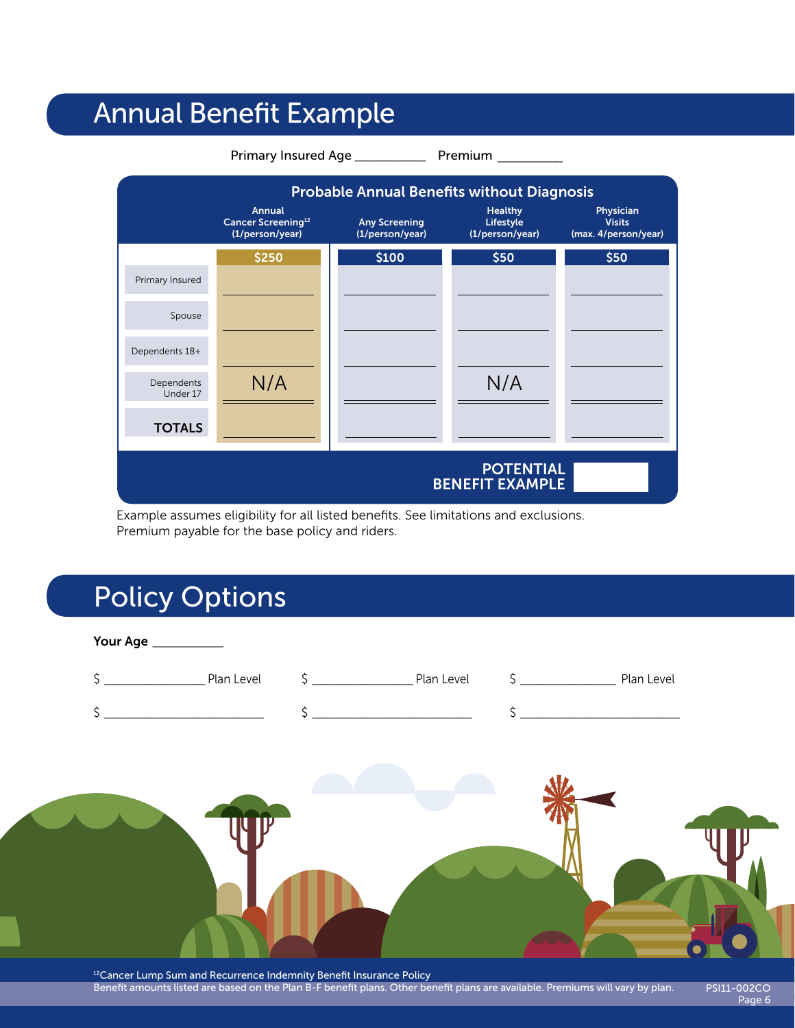# Annual Benefit Example

Primary Insured Age __________ Premium _________

| Probable Annual Benefits without Diagnosis | Annual Cancer Screening[12] (1/person/year) | Any Screening (1/person/year) | Healthy Lifestyle (1/person/year) | Physician Visits (max. 4/person/year) |
|---|---|---|---|---|
| | $250 | $100 | $50 | $50 |
| Primary Insured | | | | |
| Spouse | | | | |
| Dependents 18+ | | | | |
| Dependents Under 17 | N/A | | N/A | |
| **TOTALS** | | | | |

**POTENTIAL BENEFIT EXAMPLE**

Example assumes eligibility for all listed benefits. See limitations and exclusions.
Premium payable for the base policy and riders.

# Policy Options

**Your Age** __________

$ ______________ Plan Level $ ______________ Plan Level $ ______________ Plan Level

$ ______________________ $ ______________________ $ ______________________

[12]Cancer Lump Sum and Recurrence Indemnity Benefit Insurance Policy
Benefit amounts listed are based on the Plan B-F benefit plans. Other benefit plans are available. Premiums will vary by plan.

PSI11-002CO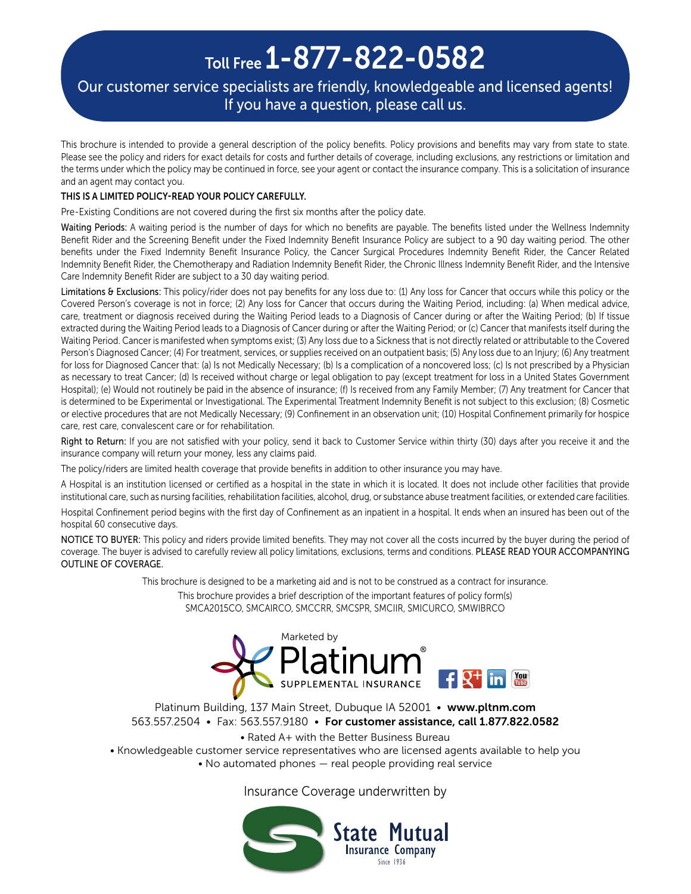# Toll Free 1-877-822-0582

Our customer service specialists are friendly, knowledgeable and licensed agents! If you have a question, please call us.

This brochure is intended to provide a general description of the policy benefits. Policy provisions and benefits may vary from state to state. Please see the policy and riders for exact details for costs and further details of coverage, including exclusions, any restrictions or limitation and the terms under which the policy may be continued in force, see your agent or contact the insurance company. This is a solicitation of insurance and an agent may contact you.

**THIS IS A LIMITED POLICY-READ YOUR POLICY CAREFULLY.**

Pre-Existing Conditions are not covered during the first six months after the policy date.

**Waiting Periods:** A waiting period is the number of days for which no benefits are payable. The benefits listed under the Wellness Indemnity Benefit Rider and the Screening Benefit under the Fixed Indemnity Benefit Insurance Policy are subject to a 90 day waiting period. The other benefits under the Fixed Indemnity Benefit Insurance Policy, the Cancer Surgical Procedures Indemnity Benefit Rider, the Cancer Related Indemnity Benefit Rider, the Chemotherapy and Radiation Indemnity Benefit Rider, the Chronic Illness Indemnity Benefit Rider, and the Intensive Care Indemnity Benefit Rider are subject to a 30 day waiting period.

**Limitations & Exclusions:** This policy/rider does not pay benefits for any loss due to: (1) Any loss for Cancer that occurs while this policy or the Covered Person's coverage is not in force; (2) Any loss for Cancer that occurs during the Waiting Period, including: (a) When medical advice, care, treatment or diagnosis received during the Waiting Period leads to a Diagnosis of Cancer during or after the Waiting Period; (b) If tissue extracted during the Waiting Period leads to a Diagnosis of Cancer during or after the Waiting Period; or (c) Cancer that manifests itself during the Waiting Period. Cancer is manifested when symptoms exist; (3) Any loss due to a Sickness that is not directly related or attributable to the Covered Person's Diagnosed Cancer; (4) For treatment, services, or supplies received on an outpatient basis; (5) Any loss due to an Injury; (6) Any treatment for loss for Diagnosed Cancer that: (a) Is not Medically Necessary; (b) Is a complication of a noncovered loss; (c) Is not prescribed by a Physician as necessary to treat Cancer; (d) Is received without charge or legal obligation to pay (except treatment for loss in a United States Government Hospital); (e) Would not routinely be paid in the absence of insurance; (f) Is received from any Family Member; (7) Any treatment for Cancer that is determined to be Experimental or Investigational. The Experimental Treatment Indemnity Benefit is not subject to this exclusion; (8) Cosmetic or elective procedures that are not Medically Necessary; (9) Confinement in an observation unit; (10) Hospital Confinement primarily for hospice care, rest care, convalescent care or for rehabilitation.

**Right to Return:** If you are not satisfied with your policy, send it back to Customer Service within thirty (30) days after you receive it and the insurance company will return your money, less any claims paid.

The policy/riders are limited health coverage that provide benefits in addition to other insurance you may have.

A Hospital is an institution licensed or certified as a hospital in the state in which it is located. It does not include other facilities that provide institutional care, such as nursing facilities, rehabilitation facilities, alcohol, drug, or substance abuse treatment facilities, or extended care facilities.

Hospital Confinement period begins with the first day of Confinement as an inpatient in a hospital. It ends when an insured has been out of the hospital 60 consecutive days.

**NOTICE TO BUYER:** This policy and riders provide limited benefits. They may not cover all the costs incurred by the buyer during the period of coverage. The buyer is advised to carefully review all policy limitations, exclusions, terms and conditions. **PLEASE READ YOUR ACCOMPANYING OUTLINE OF COVERAGE.**

This brochure is designed to be a marketing aid and is not to be construed as a contract for insurance.

This brochure provides a brief description of the important features of policy form(s) SMCA2015CO, SMCAIRCO, SMCCRR, SMCSPR, SMCIIR, SMICURCO, SMWIBRCO

Marketed by Platinum® Supplemental Insurance

Platinum Building, 137 Main Street, Dubuque IA 52001 • **www.pltnm.com**

563.557.2504 • Fax: 563.557.9180 • **For customer assistance, call 1.877.822.0582**

- Rated A+ with the Better Business Bureau
- Knowledgeable customer service representatives who are licensed agents available to help you
- No automated phones — real people providing real service

Insurance Coverage underwritten by

State Mutual Insurance Company
Since 1936